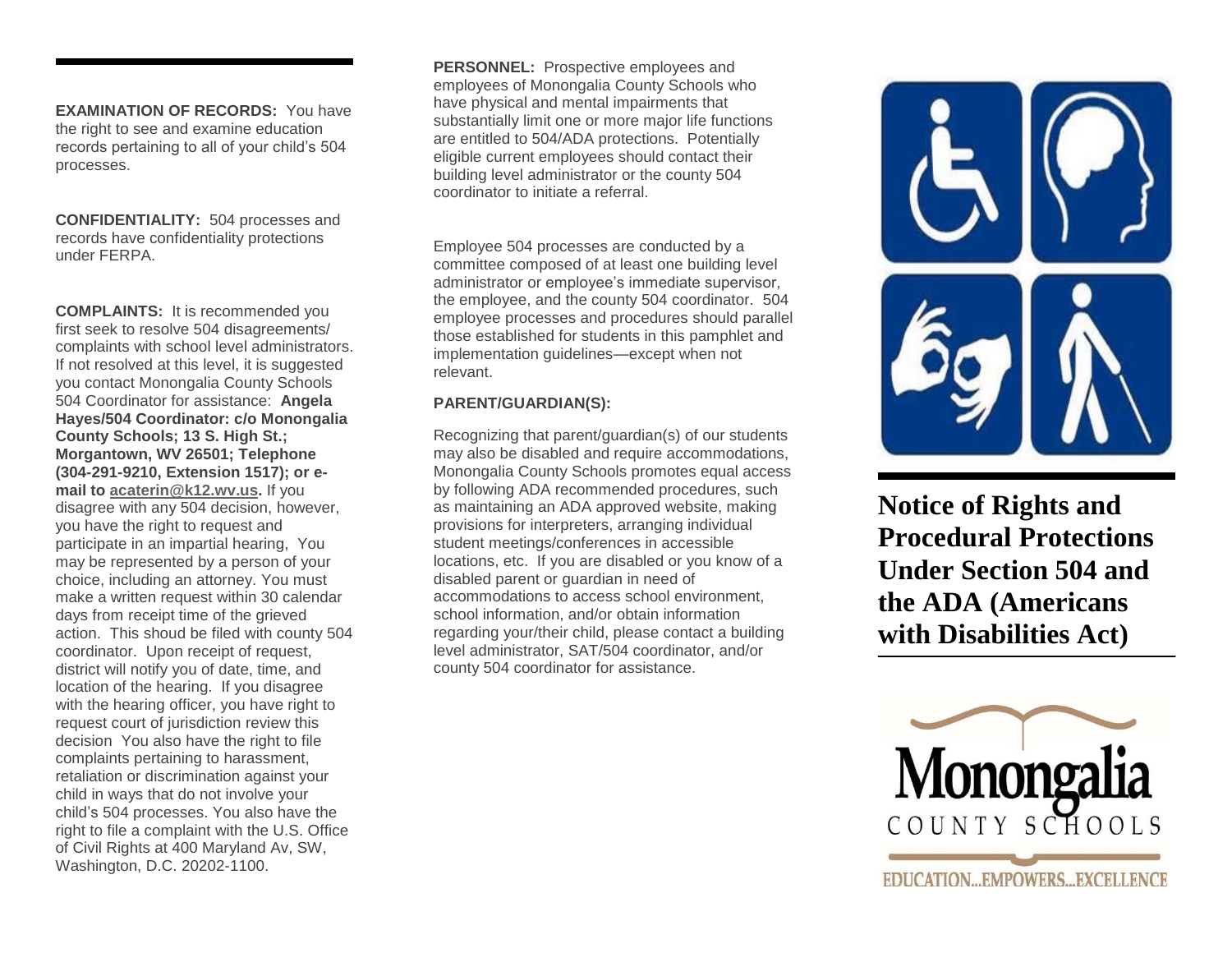**EXAMINATION OF RECORDS:** You have the right to see and examine education records pertaining to all of your child's 504 processes.

**CONFIDENTIALITY:** 504 processes and records have confidentiality protections under FERPA.

**COMPLAINTS:** It is recommended you first seek to resolve 504 disagreements/ complaints with school level administrators. If not resolved at this level, it is suggested you contact Monongalia County Schools 504 Coordinator for assistance: **Angela Hayes/504 Coordinator: c/o Monongalia County Schools; 13 S. High St.; Morgantown, WV 26501; Telephone (304-291-9210, Extension 1517); or e-mail to acaterin@k12.wv.us.** If you disagree with any 504 decision, however, you have the right to request and participate in an impartial hearing, You may be represented by a person of your choice, including an attorney. You must make a written request within 30 calendar days from receipt time of the grieved action. This shoud be filed with county 504 coordinator. Upon receipt of request, district will notify you of date, time, and location of the hearing. If you disagree with the hearing officer, you have right to request court of jurisdiction review this decision You also have the right to file complaints pertaining to harassment, retaliation or discrimination against your child in ways that do not involve your child's 504 processes. You also have the right to file a complaint with the U.S. Office of Civil Rights at 400 Maryland Av, SW, Washington, D.C. 20202-1100.

**PERSONNEL:** Prospective employees and employees of Monongalia County Schools who have physical and mental impairments that substantially limit one or more major life functions are entitled to 504/ADA protections. Potentially eligible current employees should contact their building level administrator or the county 504 coordinator to initiate a referral.

Employee 504 processes are conducted by a committee composed of at least one building level administrator or employee's immediate supervisor, the employee, and the county 504 coordinator. 504 employee processes and procedures should parallel those established for students in this pamphlet and implementation guidelines—except when not relevant.

**PARENT/GUARDIAN(S):**

Recognizing that parent/guardian(s) of our students may also be disabled and require accommodations, Monongalia County Schools promotes equal access by following ADA recommended procedures, such as maintaining an ADA approved website, making provisions for interpreters, arranging individual student meetings/conferences in accessible locations, etc. If you are disabled or you know of a disabled parent or guardian in need of accommodations to access school environment, school information, and/or obtain information regarding your/their child, please contact a building level administrator, SAT/504 coordinator, and/or county 504 coordinator for assistance.

# Notice of Rights and Procedural Protections Under Section 504 and the ADA (Americans with Disabilities Act)

Monongalia
COUNTY SCHOOLS

EDUCATION...EMPOWERS...EXCELLENCE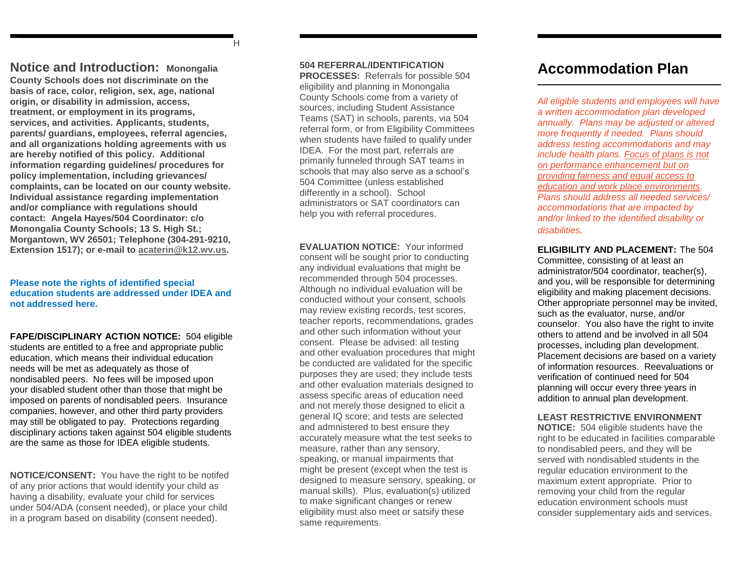## Notice and Introduction:

**Monongalia County Schools does not discriminate on the basis of race, color, religion, sex, age, national origin, or disability in admission, access, treatment, or employment in its programs, services, and activities. Applicants, students, parents/ guardians, employees, referral agencies, and all organizations holding agreements with us are hereby notified of this policy. Additional information regarding guidelines/ procedures for policy implementation, including grievances/ complaints, can be located on our county website. Individual assistance regarding implementation and/or compliance with regulations should contact: Angela Hayes/504 Coordinator: c/o Monongalia County Schools; 13 S. High St.; Morgantown, WV 26501; Telephone (304-291-9210, Extension 1517); or e-mail to acaterin@k12.wv.us.**

**Please note the rights of identified special education students are addressed under IDEA and not addressed here.**

**FAPE/DISCIPLINARY ACTION NOTICE:** 504 eligible students are entitled to a free and appropriate public education, which means their individual education needs will be met as adequately as those of nondisabled peers. No fees will be imposed upon your disabled student other than those that might be imposed on parents of nondisabled peers. Insurance companies, however, and other third party providers may still be obligated to pay. Protections regarding disciplinary actions taken against 504 eligible students are the same as those for IDEA eligible students.

**NOTICE/CONSENT:** You have the right to be notifed of any prior actions that would identify your child as having a disability, evaluate your child for services under 504/ADA (consent needed), or place your child in a program based on disability (consent needed).

**504 REFERRAL/IDENTIFICATION PROCESSES:** Referrals for possible 504 eligibility and planning in Monongalia County Schools come from a variety of sources, including Student Assistance Teams (SAT) in schools, parents, via 504 referral form, or from Eligibility Committees when students have failed to qualify under IDEA. For the most part, referrals are primarily funneled through SAT teams in schools that may also serve as a school's 504 Committee (unless established differently in a school). School administrators or SAT coordinators can help you with referral procedures.

**EVALUATION NOTICE:** Your informed consent will be sought prior to conducting any individual evaluations that might be recommended through 504 processes. Although no individual evaluation will be conducted without your consent, schools may review existing records, test scores, teacher reports, recommendations, grades and other such information without your consent. Please be advised: all testing and other evaluation procedures that might be conducted are validated for the specific purposes they are used; they include tests and other evaluation materials designed to assess specific areas of education need and not merely those designed to elicit a general IQ score; and tests are selected and admnistered to best ensure they accurately measure what the test seeks to measure, rather than any sensory, speaking, or manual impairments that might be present (except when the test is designed to measure sensory, speaking, or manual skills). Plus, evaluation(s) utilized to make significant changes or renew eligibility must also meet or satsify these same requirements.

## Accommodation Plan

*All eligible students and employees will have a written accommodation plan developed annually. Plans may be adjusted or altered more frequently if needed. Plans should address testing accommodations and may include health plans. Focus of plans is not on performance enhancement but on providing fairness and equal access to education and work place environments. Plans should address all needed services/ accommodations that are impacted by and/or linked to the identified disability or disabilities.*

**ELIGIBILITY AND PLACEMENT:** The 504 Committee, consisting of at least an administrator/504 coordinator, teacher(s), and you, will be responsible for determining eligibility and making placement decisions. Other appropriate personnel may be invited, such as the evaluator, nurse, and/or counselor. You also have the right to invite others to attend and be involved in all 504 processes, including plan development. Placement decisions are based on a variety of information resources. Reevaluations or verification of continued need for 504 planning will occur every three years in addition to annual plan development.

**LEAST RESTRICTIVE ENVIRONMENT NOTICE:** 504 eligible students have the right to be educated in facilities comparable to nondisabled peers, and they will be served with nondisabled students in the regular education environment to the maximum extent appropriate. Prior to removing your child from the regular education environment schools must consider supplementary aids and services.